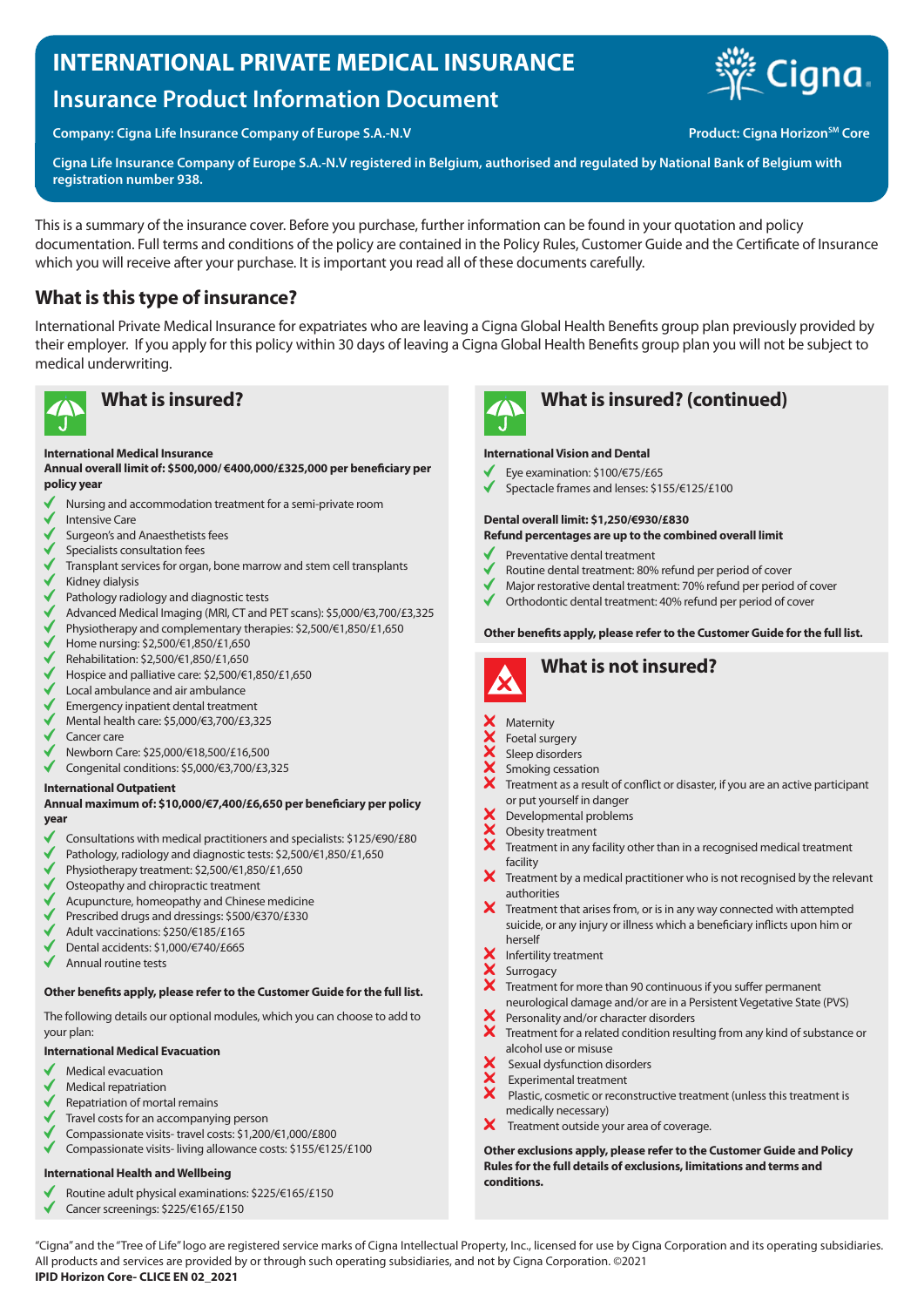# INTERNATIONAL PRIVATE MEDICAL INSURANCE

## Insurance Product Information Document

**Company: Cigna Life Insurance Company of Europe S.A.-N.V**

**Product: Cigna Horizon℠ Core**

**Cigna Life Insurance Company of Europe S.A.-N.V registered in Belgium, authorised and regulated by National Bank of Belgium with registration number 938.**

This is a summary of the insurance cover. Before you purchase, further information can be found in your quotation and policy documentation. Full terms and conditions of the policy are contained in the Policy Rules, Customer Guide and the Certificate of Insurance which you will receive after your purchase. It is important you read all of these documents carefully.

## What is this type of insurance?

International Private Medical Insurance for expatriates who are leaving a Cigna Global Health Benefits group plan previously provided by their employer. If you apply for this policy within 30 days of leaving a Cigna Global Health Benefits group plan you will not be subject to medical underwriting.

## What is insured?

**International Medical Insurance**
**Annual overall limit of: $500,000/ €400,000/£325,000 per beneficiary per policy year**

- ✓ Nursing and accommodation treatment for a semi-private room
- ✓ Intensive Care
- ✓ Surgeon's and Anaesthetists fees
- ✓ Specialists consultation fees
- ✓ Transplant services for organ, bone marrow and stem cell transplants
- ✓ Kidney dialysis
- ✓ Pathology radiology and diagnostic tests
- ✓ Advanced Medical Imaging (MRI, CT and PET scans): $5,000/€3,700/£3,325
- ✓ Physiotherapy and complementary therapies: $2,500/€1,850/£1,650
- ✓ Home nursing: $2,500/€1,850/£1,650
- ✓ Rehabilitation: $2,500/€1,850/£1,650
- ✓ Hospice and palliative care: $2,500/€1,850/£1,650
- ✓ Local ambulance and air ambulance
- ✓ Emergency inpatient dental treatment
- ✓ Mental health care: $5,000/€3,700/£3,325
- ✓ Cancer care
- ✓ Newborn Care: $25,000/€18,500/£16,500
- ✓ Congenital conditions: $5,000/€3,700/£3,325

**International Outpatient**
**Annual maximum of: $10,000/€7,400/£6,650 per beneficiary per policy year**

- ✓ Consultations with medical practitioners and specialists: $125/€90/£80
- ✓ Pathology, radiology and diagnostic tests: $2,500/€1,850/£1,650
- ✓ Physiotherapy treatment: $2,500/€1,850/£1,650
- ✓ Osteopathy and chiropractic treatment
- ✓ Acupuncture, homeopathy and Chinese medicine
- ✓ Prescribed drugs and dressings: $500/€370/£330
- ✓ Adult vaccinations: $250/€185/£165
- ✓ Dental accidents: $1,000/€740/£665
- ✓ Annual routine tests

**Other benefits apply, please refer to the Customer Guide for the full list.**

The following details our optional modules, which you can choose to add to your plan:

**International Medical Evacuation**

- ✓ Medical evacuation
- ✓ Medical repatriation
- ✓ Repatriation of mortal remains
- ✓ Travel costs for an accompanying person
- ✓ Compassionate visits- travel costs: $1,200/€1,000/£800
- ✓ Compassionate visits- living allowance costs: $155/€125/£100

**International Health and Wellbeing**

- ✓ Routine adult physical examinations: $225/€165/£150
- ✓ Cancer screenings: $225/€165/£150

## What is insured? (continued)

**International Vision and Dental**

- ✓ Eye examination: $100/€75/£65
- ✓ Spectacle frames and lenses: $155/€125/£100

**Dental overall limit: $1,250/€930/£830**
**Refund percentages are up to the combined overall limit**

- ✓ Preventative dental treatment
- ✓ Routine dental treatment: 80% refund per period of cover
- ✓ Major restorative dental treatment: 70% refund per period of cover
- ✓ Orthodontic dental treatment: 40% refund per period of cover

**Other benefits apply, please refer to the Customer Guide for the full list.**

## What is not insured?

- ✗ Maternity
- ✗ Foetal surgery
- ✗ Sleep disorders
- ✗ Smoking cessation
- ✗ Treatment as a result of conflict or disaster, if you are an active participant or put yourself in danger
- ✗ Developmental problems
- ✗ Obesity treatment
- ✗ Treatment in any facility other than in a recognised medical treatment facility
- ✗ Treatment by a medical practitioner who is not recognised by the relevant authorities
- ✗ Treatment that arises from, or is in any way connected with attempted suicide, or any injury or illness which a beneficiary inflicts upon him or herself
- ✗ Infertility treatment
- ✗ Surrogacy
- ✗ Treatment for more than 90 continuous if you suffer permanent neurological damage and/or are in a Persistent Vegetative State (PVS)
- ✗ Personality and/or character disorders
- ✗ Treatment for a related condition resulting from any kind of substance or alcohol use or misuse
- ✗ Sexual dysfunction disorders
- ✗ Experimental treatment
- ✗ Plastic, cosmetic or reconstructive treatment (unless this treatment is medically necessary)
- ✗ Treatment outside your area of coverage.

**Other exclusions apply, please refer to the Customer Guide and Policy Rules for the full details of exclusions, limitations and terms and conditions.**

"Cigna" and the "Tree of Life" logo are registered service marks of Cigna Intellectual Property, Inc., licensed for use by Cigna Corporation and its operating subsidiaries. All products and services are provided by or through such operating subsidiaries, and not by Cigna Corporation. ©2021

**IPID Horizon Core- CLICE EN 02_2021**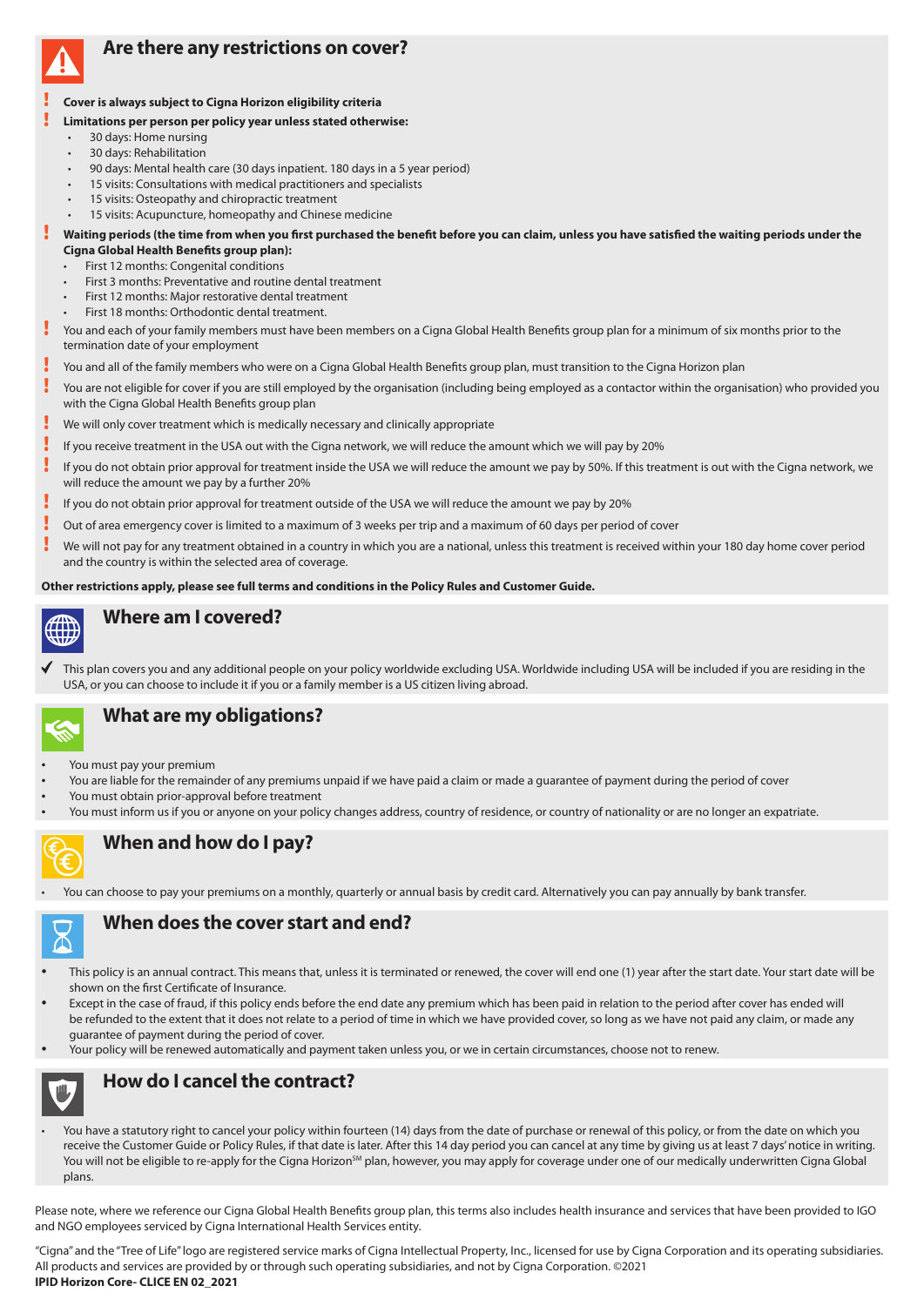## Are there any restrictions on cover?

- **Cover is always subject to Cigna Horizon eligibility criteria**
- **Limitations per person per policy year unless stated otherwise:**
  - 30 days: Home nursing
  - 30 days: Rehabilitation
  - 90 days: Mental health care (30 days inpatient. 180 days in a 5 year period)
  - 15 visits: Consultations with medical practitioners and specialists
  - 15 visits: Osteopathy and chiropractic treatment
  - 15 visits: Acupuncture, homeopathy and Chinese medicine
- **Waiting periods (the time from when you first purchased the benefit before you can claim, unless you have satisfied the waiting periods under the Cigna Global Health Benefits group plan):**
  - First 12 months: Congenital conditions
  - First 3 months: Preventative and routine dental treatment
  - First 12 months: Major restorative dental treatment
  - First 18 months: Orthodontic dental treatment.
- You and each of your family members must have been members on a Cigna Global Health Benefits group plan for a minimum of six months prior to the termination date of your employment
- You and all of the family members who were on a Cigna Global Health Benefits group plan, must transition to the Cigna Horizon plan
- You are not eligible for cover if you are still employed by the organisation (including being employed as a contactor within the organisation) who provided you with the Cigna Global Health Benefits group plan
- We will only cover treatment which is medically necessary and clinically appropriate
- If you receive treatment in the USA out with the Cigna network, we will reduce the amount which we will pay by 20%
- If you do not obtain prior approval for treatment inside the USA we will reduce the amount we pay by 50%. If this treatment is out with the Cigna network, we will reduce the amount we pay by a further 20%
- If you do not obtain prior approval for treatment outside of the USA we will reduce the amount we pay by 20%
- Out of area emergency cover is limited to a maximum of 3 weeks per trip and a maximum of 60 days per period of cover
- We will not pay for any treatment obtained in a country in which you are a national, unless this treatment is received within your 180 day home cover period and the country is within the selected area of coverage.

**Other restrictions apply, please see full terms and conditions in the Policy Rules and Customer Guide.**

## Where am I covered?

- ✓ This plan covers you and any additional people on your policy worldwide excluding USA. Worldwide including USA will be included if you are residing in the USA, or you can choose to include it if you or a family member is a US citizen living abroad.

## What are my obligations?

- You must pay your premium
- You are liable for the remainder of any premiums unpaid if we have paid a claim or made a guarantee of payment during the period of cover
- You must obtain prior-approval before treatment
- You must inform us if you or anyone on your policy changes address, country of residence, or country of nationality or are no longer an expatriate.

## When and how do I pay?

- You can choose to pay your premiums on a monthly, quarterly or annual basis by credit card. Alternatively you can pay annually by bank transfer.

## When does the cover start and end?

- This policy is an annual contract. This means that, unless it is terminated or renewed, the cover will end one (1) year after the start date. Your start date will be shown on the first Certificate of Insurance.
- Except in the case of fraud, if this policy ends before the end date any premium which has been paid in relation to the period after cover has ended will be refunded to the extent that it does not relate to a period of time in which we have provided cover, so long as we have not paid any claim, or made any guarantee of payment during the period of cover.
- Your policy will be renewed automatically and payment taken unless you, or we in certain circumstances, choose not to renew.

## How do I cancel the contract?

- You have a statutory right to cancel your policy within fourteen (14) days from the date of purchase or renewal of this policy, or from the date on which you receive the Customer Guide or Policy Rules, if that date is later. After this 14 day period you can cancel at any time by giving us at least 7 days' notice in writing. You will not be eligible to re-apply for the Cigna Horizon[SM] plan, however, you may apply for coverage under one of our medically underwritten Cigna Global plans.

Please note, where we reference our Cigna Global Health Benefits group plan, this terms also includes health insurance and services that have been provided to IGO and NGO employees serviced by Cigna International Health Services entity.

"Cigna" and the "Tree of Life" logo are registered service marks of Cigna Intellectual Property, Inc., licensed for use by Cigna Corporation and its operating subsidiaries. All products and services are provided by or through such operating subsidiaries, and not by Cigna Corporation. ©2021

**IPID Horizon Core- CLICE EN 02_2021**